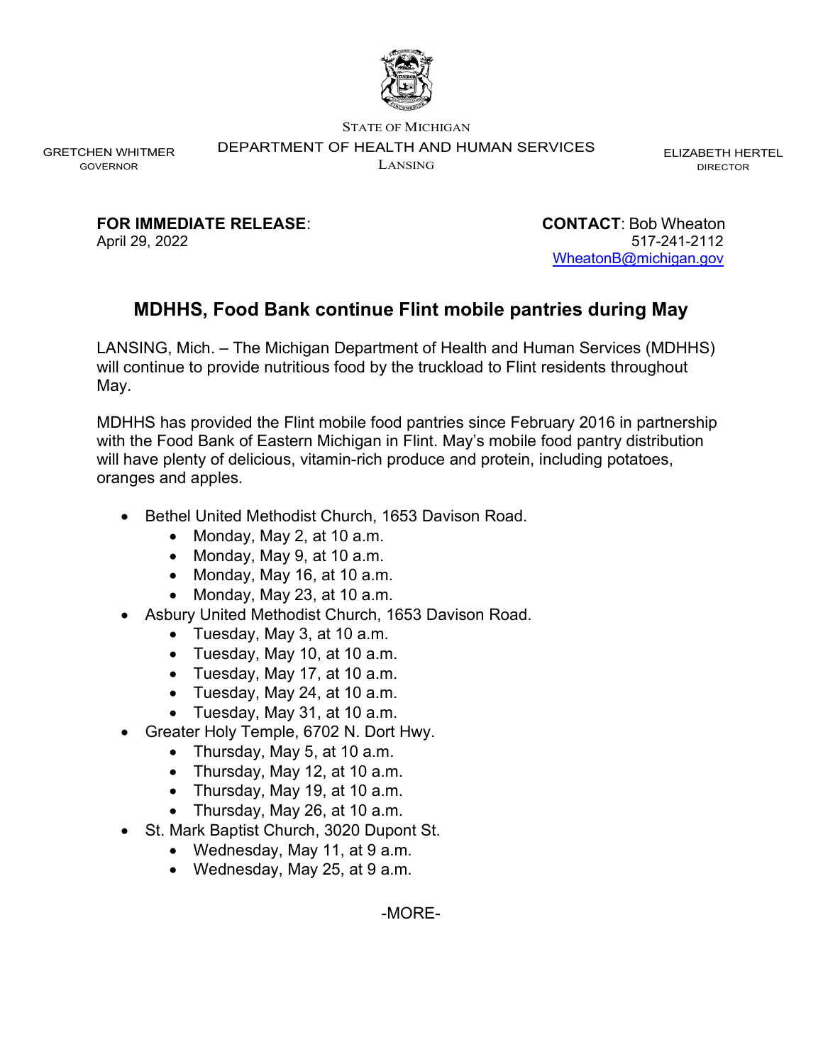STATE OF MICHIGAN

DEPARTMENT OF HEALTH AND HUMAN SERVICES

LANSING

GRETCHEN WHITMER
GOVERNOR

ELIZABETH HERTEL
DIRECTOR

**FOR IMMEDIATE RELEASE**:
April 29, 2022

**CONTACT**: Bob Wheaton
517-241-2112
WheatonB@michigan.gov

## MDHHS, Food Bank continue Flint mobile pantries during May

LANSING, Mich. – The Michigan Department of Health and Human Services (MDHHS) will continue to provide nutritious food by the truckload to Flint residents throughout May.

MDHHS has provided the Flint mobile food pantries since February 2016 in partnership with the Food Bank of Eastern Michigan in Flint. May's mobile food pantry distribution will have plenty of delicious, vitamin-rich produce and protein, including potatoes, oranges and apples.

- Bethel United Methodist Church, 1653 Davison Road.
  - Monday, May 2, at 10 a.m.
  - Monday, May 9, at 10 a.m.
  - Monday, May 16, at 10 a.m.
  - Monday, May 23, at 10 a.m.
- Asbury United Methodist Church, 1653 Davison Road.
  - Tuesday, May 3, at 10 a.m.
  - Tuesday, May 10, at 10 a.m.
  - Tuesday, May 17, at 10 a.m.
  - Tuesday, May 24, at 10 a.m.
  - Tuesday, May 31, at 10 a.m.
- Greater Holy Temple, 6702 N. Dort Hwy.
  - Thursday, May 5, at 10 a.m.
  - Thursday, May 12, at 10 a.m.
  - Thursday, May 19, at 10 a.m.
  - Thursday, May 26, at 10 a.m.
- St. Mark Baptist Church, 3020 Dupont St.
  - Wednesday, May 11, at 9 a.m.
  - Wednesday, May 25, at 9 a.m.

-MORE-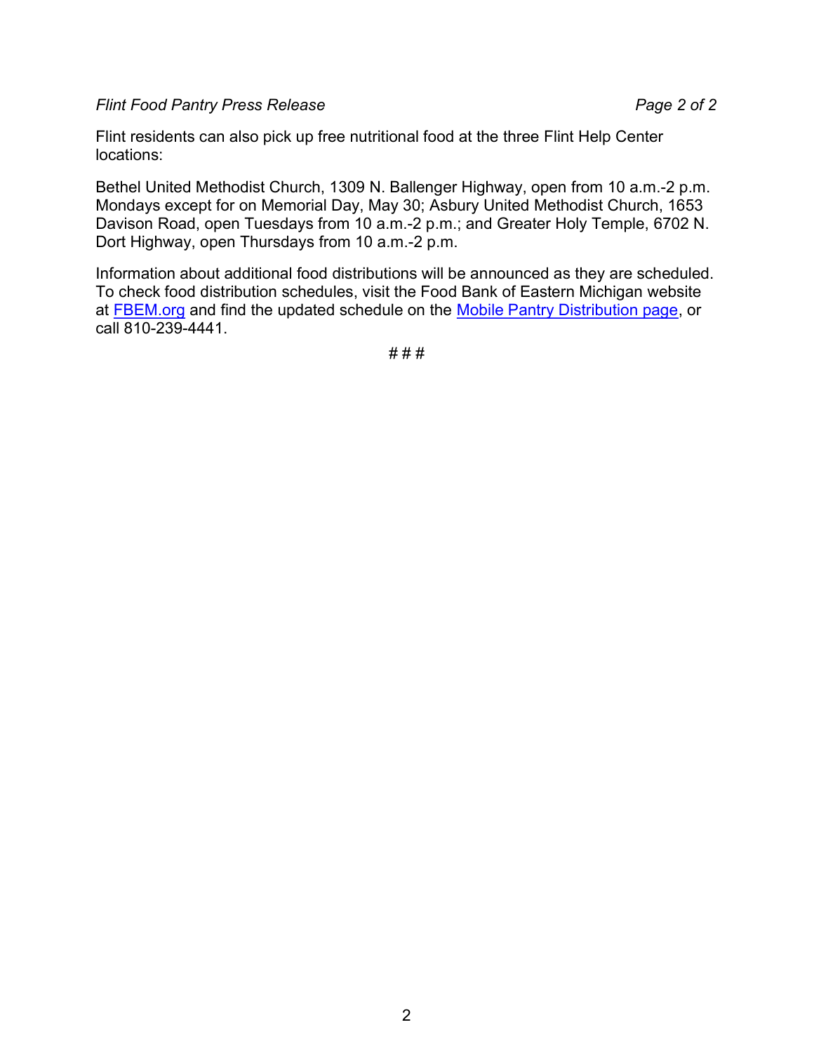Flint residents can also pick up free nutritional food at the three Flint Help Center locations:

Bethel United Methodist Church, 1309 N. Ballenger Highway, open from 10 a.m.-2 p.m. Mondays except for on Memorial Day, May 30; Asbury United Methodist Church, 1653 Davison Road, open Tuesdays from 10 a.m.-2 p.m.; and Greater Holy Temple, 6702 N. Dort Highway, open Thursdays from 10 a.m.-2 p.m.

Information about additional food distributions will be announced as they are scheduled. To check food distribution schedules, visit the Food Bank of Eastern Michigan website at FBEM.org and find the updated schedule on the Mobile Pantry Distribution page, or call 810-239-4441.

# # #